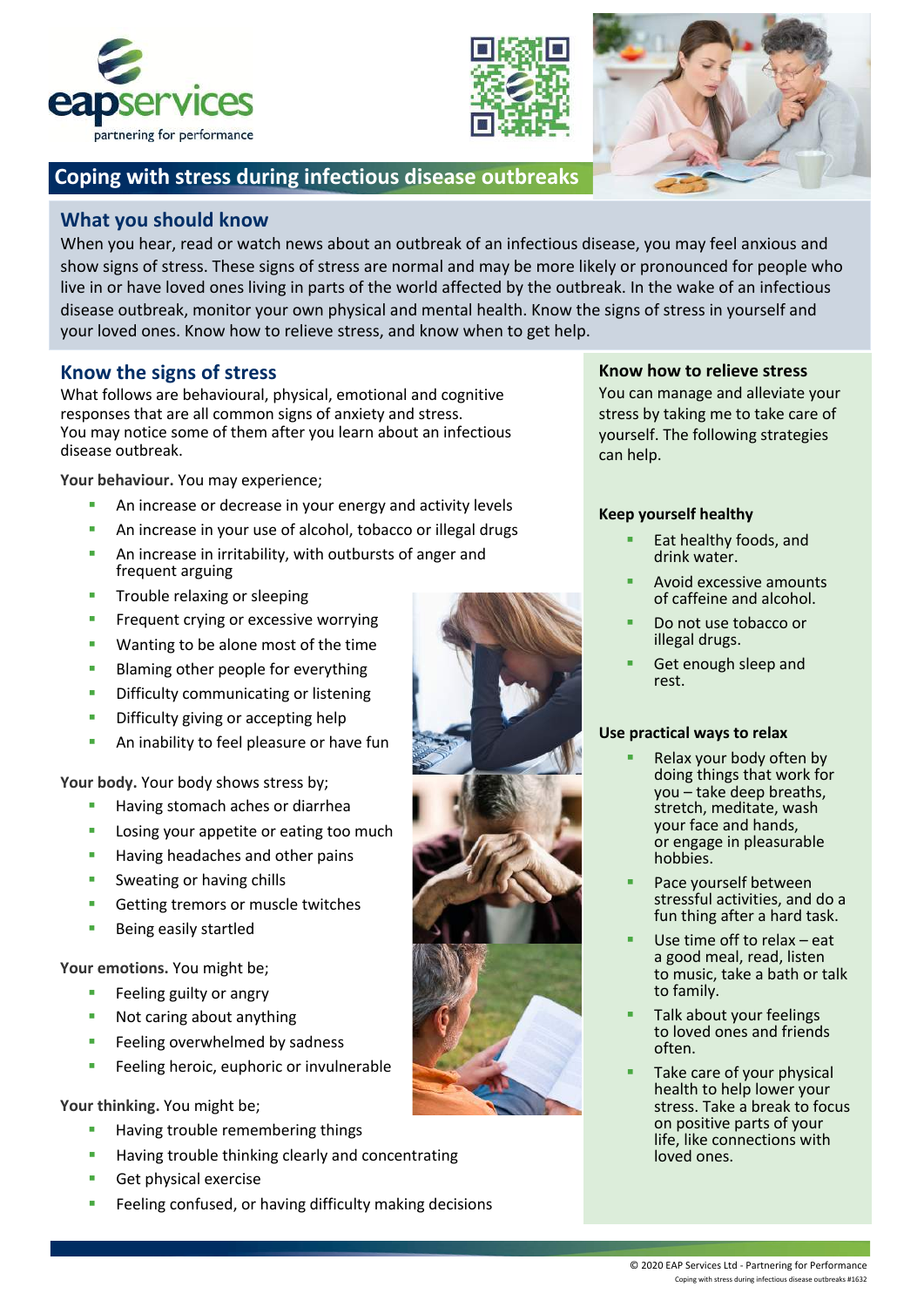eapservices
partnering for performance

# Coping with stress during infectious disease outbreaks

## What you should know

When you hear, read or watch news about an outbreak of an infectious disease, you may feel anxious and show signs of stress. These signs of stress are normal and may be more likely or pronounced for people who live in or have loved ones living in parts of the world affected by the outbreak. In the wake of an infectious disease outbreak, monitor your own physical and mental health. Know the signs of stress in yourself and your loved ones. Know how to relieve stress, and know when to get help.

## Know the signs of stress

What follows are behavioural, physical, emotional and cognitive responses that are all common signs of anxiety and stress.
You may notice some of them after you learn about an infectious disease outbreak.

**Your behaviour.** You may experience;

- An increase or decrease in your energy and activity levels
- An increase in your use of alcohol, tobacco or illegal drugs
- An increase in irritability, with outbursts of anger and frequent arguing
- Trouble relaxing or sleeping
- Frequent crying or excessive worrying
- Wanting to be alone most of the time
- Blaming other people for everything
- Difficulty communicating or listening
- Difficulty giving or accepting help
- An inability to feel pleasure or have fun

**Your body.** Your body shows stress by;

- Having stomach aches or diarrhea
- Losing your appetite or eating too much
- Having headaches and other pains
- Sweating or having chills
- Getting tremors or muscle twitches
- Being easily startled

**Your emotions.** You might be;

- Feeling guilty or angry
- Not caring about anything
- Feeling overwhelmed by sadness
- Feeling heroic, euphoric or invulnerable

**Your thinking.** You might be;

- Having trouble remembering things
- Having trouble thinking clearly and concentrating
- Get physical exercise
- Feeling confused, or having difficulty making decisions

### Know how to relieve stress

You can manage and alleviate your stress by taking me to take care of yourself. The following strategies can help.

**Keep yourself healthy**

- Eat healthy foods, and drink water.
- Avoid excessive amounts of caffeine and alcohol.
- Do not use tobacco or illegal drugs.
- Get enough sleep and rest.

**Use practical ways to relax**

- Relax your body often by doing things that work for you – take deep breaths, stretch, meditate, wash your face and hands, or engage in pleasurable hobbies.
- Pace yourself between stressful activities, and do a fun thing after a hard task.
- Use time off to relax – eat a good meal, read, listen to music, take a bath or talk to family.
- Talk about your feelings to loved ones and friends often.
- Take care of your physical health to help lower your stress. Take a break to focus on positive parts of your life, like connections with loved ones.

© 2020 EAP Services Ltd - Partnering for Performance
Coping with stress during infectious disease outbreaks #1632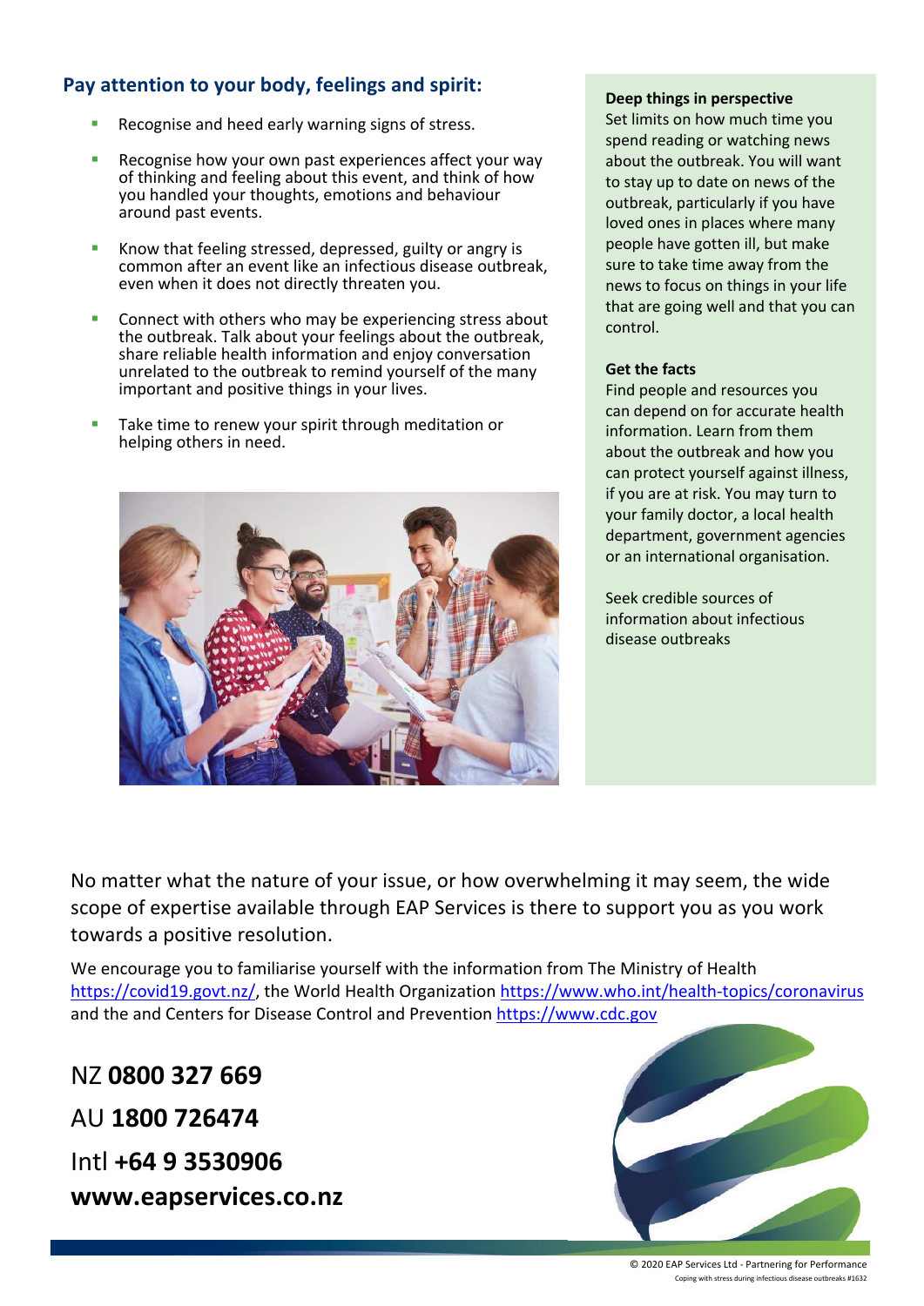## Pay attention to your body, feelings and spirit:

- Recognise and heed early warning signs of stress.
- Recognise how your own past experiences affect your way of thinking and feeling about this event, and think of how you handled your thoughts, emotions and behaviour around past events.
- Know that feeling stressed, depressed, guilty or angry is common after an event like an infectious disease outbreak, even when it does not directly threaten you.
- Connect with others who may be experiencing stress about the outbreak. Talk about your feelings about the outbreak, share reliable health information and enjoy conversation unrelated to the outbreak to remind yourself of the many important and positive things in your lives.
- Take time to renew your spirit through meditation or helping others in need.

**Deep things in perspective**
Set limits on how much time you spend reading or watching news about the outbreak. You will want to stay up to date on news of the outbreak, particularly if you have loved ones in places where many people have gotten ill, but make sure to take time away from the news to focus on things in your life that are going well and that you can control.

**Get the facts**
Find people and resources you can depend on for accurate health information. Learn from them about the outbreak and how you can protect yourself against illness, if you are at risk. You may turn to your family doctor, a local health department, government agencies or an international organisation.

Seek credible sources of information about infectious disease outbreaks

No matter what the nature of your issue, or how overwhelming it may seem, the wide scope of expertise available through EAP Services is there to support you as you work towards a positive resolution.

We encourage you to familiarise yourself with the information from The Ministry of Health https://covid19.govt.nz/, the World Health Organization https://www.who.int/health-topics/coronavirus and the and Centers for Disease Control and Prevention https://www.cdc.gov

NZ **0800 327 669**

AU **1800 726474**

Intl **+64 9 3530906**

**www.eapservices.co.nz**

© 2020 EAP Services Ltd - Partnering for Performance

Coping with stress during infectious disease outbreaks #1632